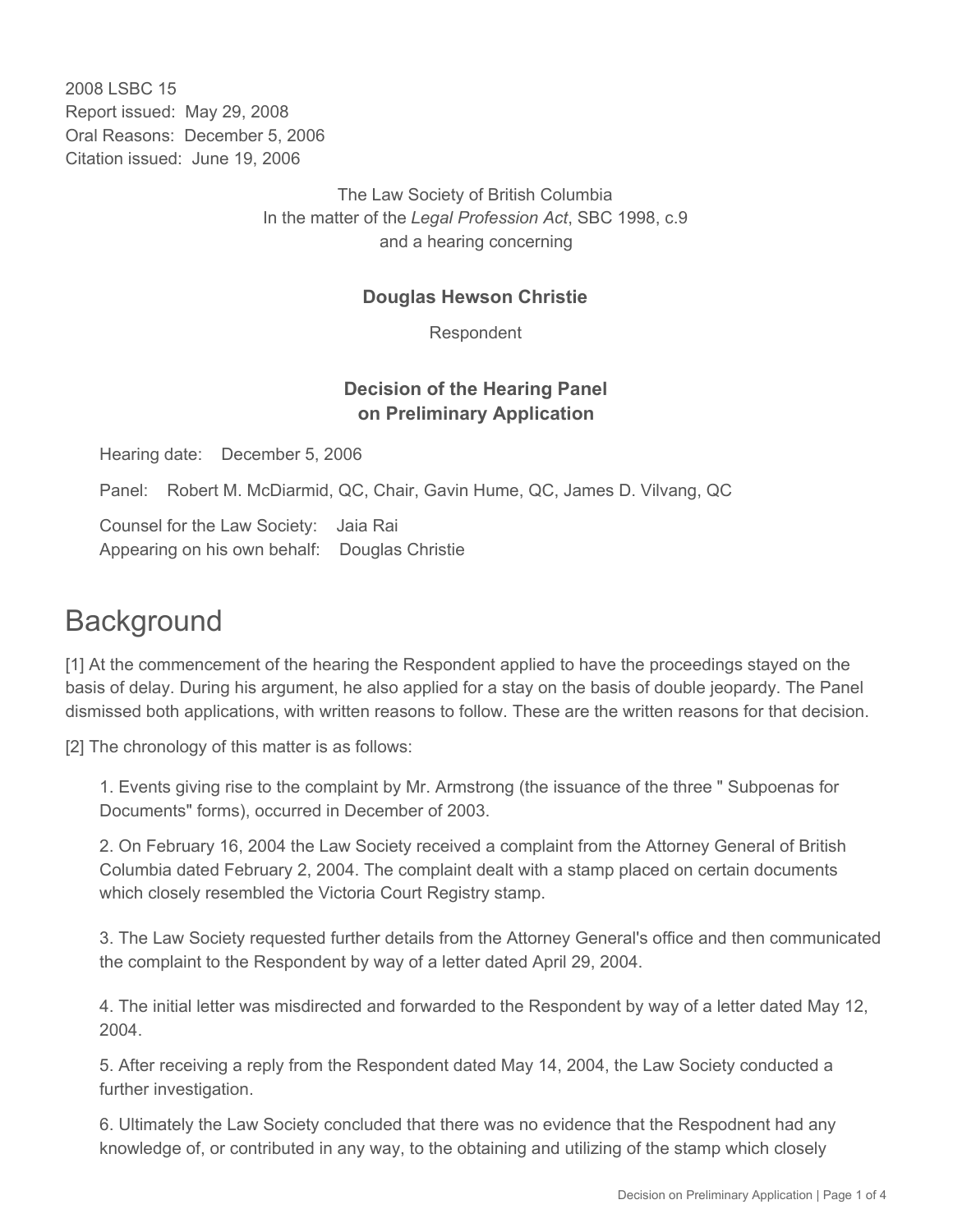2008 LSBC 15
Report issued: May 29, 2008
Oral Reasons: December 5, 2006
Citation issued: June 19, 2006

The Law Society of British Columbia
In the matter of the *Legal Profession Act*, SBC 1998, c.9
and a hearing concerning

**Douglas Hewson Christie**

Respondent

**Decision of the Hearing Panel on Preliminary Application**

Hearing date: December 5, 2006

Panel: Robert M. McDiarmid, QC, Chair, Gavin Hume, QC, James D. Vilvang, QC

Counsel for the Law Society: Jaia Rai
Appearing on his own behalf: Douglas Christie

# Background

[1] At the commencement of the hearing the Respondent applied to have the proceedings stayed on the basis of delay. During his argument, he also applied for a stay on the basis of double jeopardy. The Panel dismissed both applications, with written reasons to follow. These are the written reasons for that decision.

[2] The chronology of this matter is as follows:

1. Events giving rise to the complaint by Mr. Armstrong (the issuance of the three " Subpoenas for Documents" forms), occurred in December of 2003.

2. On February 16, 2004 the Law Society received a complaint from the Attorney General of British Columbia dated February 2, 2004. The complaint dealt with a stamp placed on certain documents which closely resembled the Victoria Court Registry stamp.

3. The Law Society requested further details from the Attorney General's office and then communicated the complaint to the Respondent by way of a letter dated April 29, 2004.

4. The initial letter was misdirected and forwarded to the Respondent by way of a letter dated May 12, 2004.

5. After receiving a reply from the Respondent dated May 14, 2004, the Law Society conducted a further investigation.

6. Ultimately the Law Society concluded that there was no evidence that the Respodnent had any knowledge of, or contributed in any way, to the obtaining and utilizing of the stamp which closely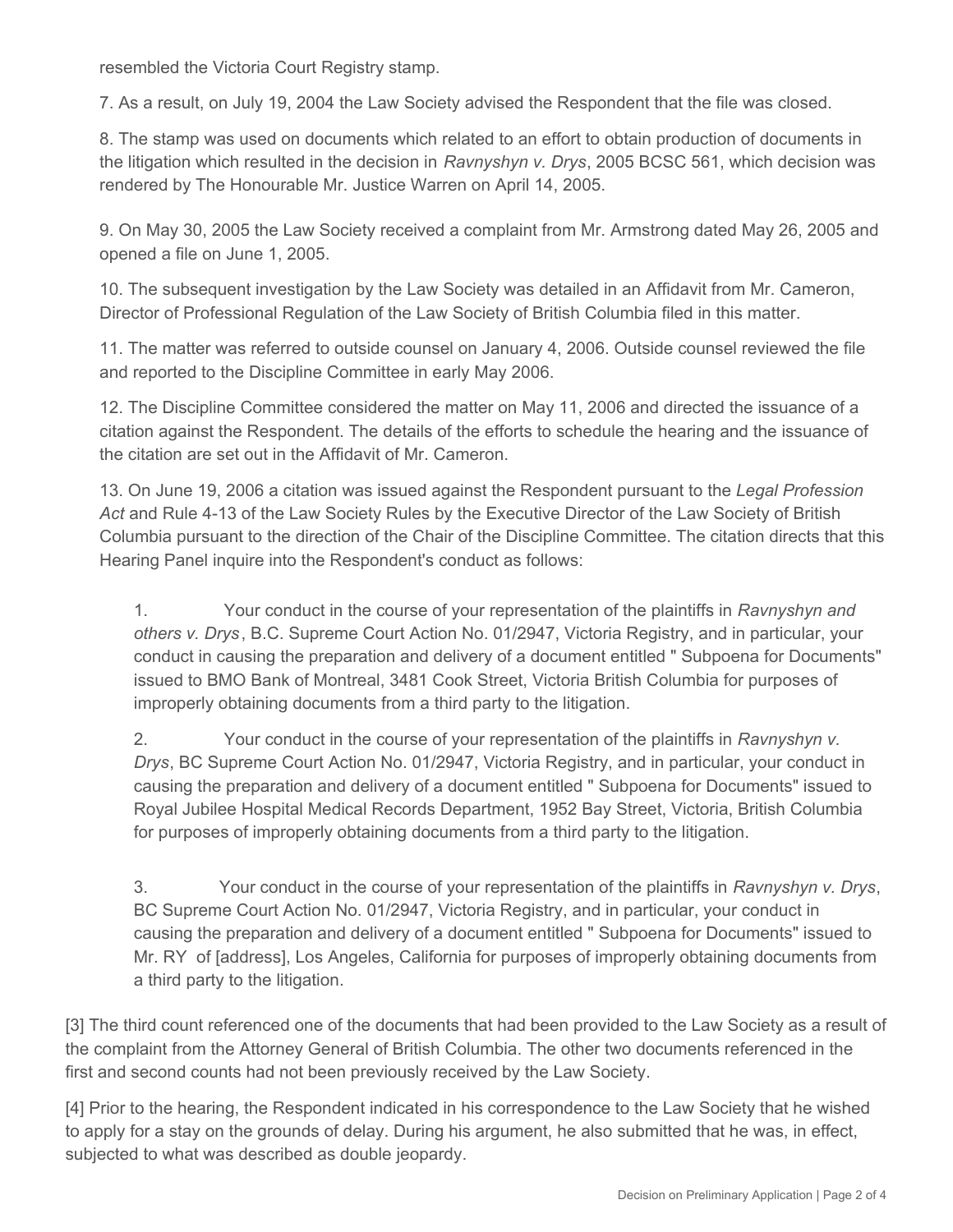resembled the Victoria Court Registry stamp.

7. As a result, on July 19, 2004 the Law Society advised the Respondent that the file was closed.

8. The stamp was used on documents which related to an effort to obtain production of documents in the litigation which resulted in the decision in *Ravnyshyn v. Drys*, 2005 BCSC 561, which decision was rendered by The Honourable Mr. Justice Warren on April 14, 2005.

9. On May 30, 2005 the Law Society received a complaint from Mr. Armstrong dated May 26, 2005 and opened a file on June 1, 2005.

10. The subsequent investigation by the Law Society was detailed in an Affidavit from Mr. Cameron, Director of Professional Regulation of the Law Society of British Columbia filed in this matter.

11. The matter was referred to outside counsel on January 4, 2006. Outside counsel reviewed the file and reported to the Discipline Committee in early May 2006.

12. The Discipline Committee considered the matter on May 11, 2006 and directed the issuance of a citation against the Respondent. The details of the efforts to schedule the hearing and the issuance of the citation are set out in the Affidavit of Mr. Cameron.

13. On June 19, 2006 a citation was issued against the Respondent pursuant to the *Legal Profession Act* and Rule 4-13 of the Law Society Rules by the Executive Director of the Law Society of British Columbia pursuant to the direction of the Chair of the Discipline Committee. The citation directs that this Hearing Panel inquire into the Respondent's conduct as follows:

> 1. Your conduct in the course of your representation of the plaintiffs in *Ravnyshyn and others v. Drys*, B.C. Supreme Court Action No. 01/2947, Victoria Registry, and in particular, your conduct in causing the preparation and delivery of a document entitled " Subpoena for Documents" issued to BMO Bank of Montreal, 3481 Cook Street, Victoria British Columbia for purposes of improperly obtaining documents from a third party to the litigation.
>
> 2. Your conduct in the course of your representation of the plaintiffs in *Ravnyshyn v. Drys*, BC Supreme Court Action No. 01/2947, Victoria Registry, and in particular, your conduct in causing the preparation and delivery of a document entitled " Subpoena for Documents" issued to Royal Jubilee Hospital Medical Records Department, 1952 Bay Street, Victoria, British Columbia for purposes of improperly obtaining documents from a third party to the litigation.
>
> 3. Your conduct in the course of your representation of the plaintiffs in *Ravnyshyn v. Drys*, BC Supreme Court Action No. 01/2947, Victoria Registry, and in particular, your conduct in causing the preparation and delivery of a document entitled " Subpoena for Documents" issued to Mr. RY of [address], Los Angeles, California for purposes of improperly obtaining documents from a third party to the litigation.

[3] The third count referenced one of the documents that had been provided to the Law Society as a result of the complaint from the Attorney General of British Columbia. The other two documents referenced in the first and second counts had not been previously received by the Law Society.

[4] Prior to the hearing, the Respondent indicated in his correspondence to the Law Society that he wished to apply for a stay on the grounds of delay. During his argument, he also submitted that he was, in effect, subjected to what was described as double jeopardy.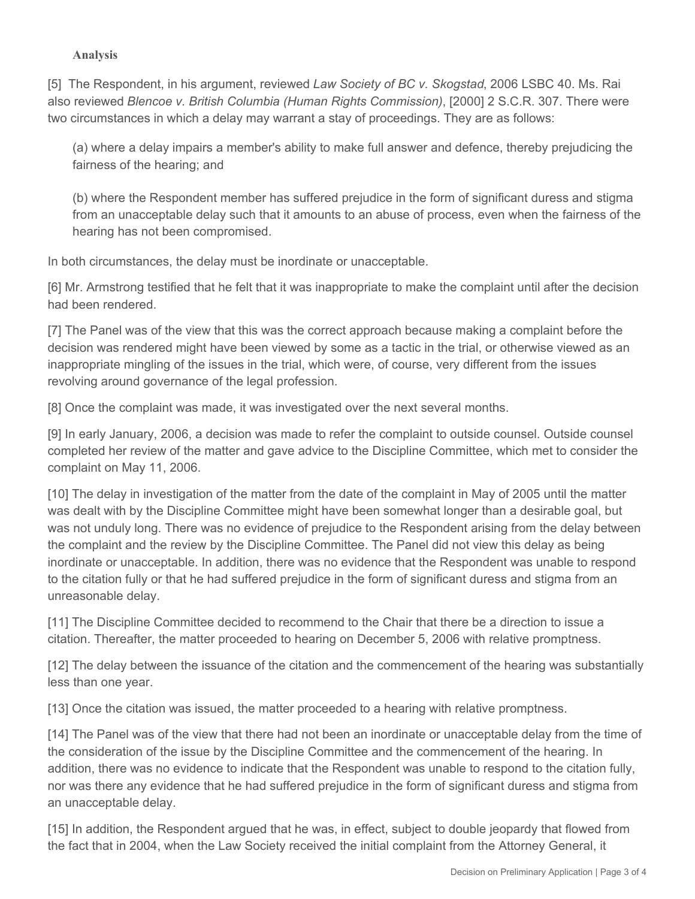### Analysis

[5] The Respondent, in his argument, reviewed *Law Society of BC v. Skogstad*, 2006 LSBC 40. Ms. Rai also reviewed *Blencoe v. British Columbia (Human Rights Commission)*, [2000] 2 S.C.R. 307. There were two circumstances in which a delay may warrant a stay of proceedings. They are as follows:

> (a) where a delay impairs a member's ability to make full answer and defence, thereby prejudicing the fairness of the hearing; and
>
> (b) where the Respondent member has suffered prejudice in the form of significant duress and stigma from an unacceptable delay such that it amounts to an abuse of process, even when the fairness of the hearing has not been compromised.

In both circumstances, the delay must be inordinate or unacceptable.

[6] Mr. Armstrong testified that he felt that it was inappropriate to make the complaint until after the decision had been rendered.

[7] The Panel was of the view that this was the correct approach because making a complaint before the decision was rendered might have been viewed by some as a tactic in the trial, or otherwise viewed as an inappropriate mingling of the issues in the trial, which were, of course, very different from the issues revolving around governance of the legal profession.

[8] Once the complaint was made, it was investigated over the next several months.

[9] In early January, 2006, a decision was made to refer the complaint to outside counsel. Outside counsel completed her review of the matter and gave advice to the Discipline Committee, which met to consider the complaint on May 11, 2006.

[10] The delay in investigation of the matter from the date of the complaint in May of 2005 until the matter was dealt with by the Discipline Committee might have been somewhat longer than a desirable goal, but was not unduly long. There was no evidence of prejudice to the Respondent arising from the delay between the complaint and the review by the Discipline Committee. The Panel did not view this delay as being inordinate or unacceptable. In addition, there was no evidence that the Respondent was unable to respond to the citation fully or that he had suffered prejudice in the form of significant duress and stigma from an unreasonable delay.

[11] The Discipline Committee decided to recommend to the Chair that there be a direction to issue a citation. Thereafter, the matter proceeded to hearing on December 5, 2006 with relative promptness.

[12] The delay between the issuance of the citation and the commencement of the hearing was substantially less than one year.

[13] Once the citation was issued, the matter proceeded to a hearing with relative promptness.

[14] The Panel was of the view that there had not been an inordinate or unacceptable delay from the time of the consideration of the issue by the Discipline Committee and the commencement of the hearing. In addition, there was no evidence to indicate that the Respondent was unable to respond to the citation fully, nor was there any evidence that he had suffered prejudice in the form of significant duress and stigma from an unacceptable delay.

[15] In addition, the Respondent argued that he was, in effect, subject to double jeopardy that flowed from the fact that in 2004, when the Law Society received the initial complaint from the Attorney General, it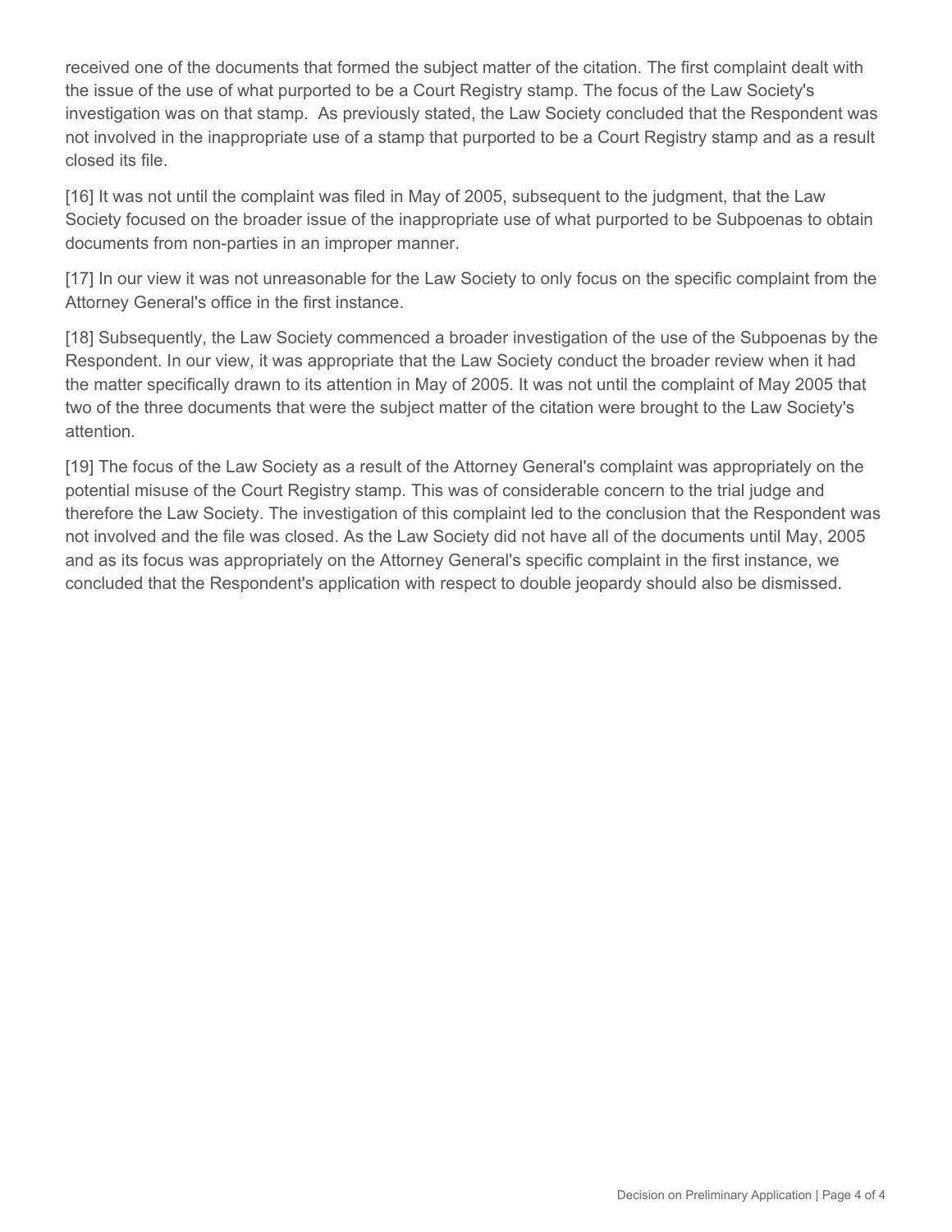received one of the documents that formed the subject matter of the citation. The first complaint dealt with the issue of the use of what purported to be a Court Registry stamp. The focus of the Law Society's investigation was on that stamp. As previously stated, the Law Society concluded that the Respondent was not involved in the inappropriate use of a stamp that purported to be a Court Registry stamp and as a result closed its file.

[16] It was not until the complaint was filed in May of 2005, subsequent to the judgment, that the Law Society focused on the broader issue of the inappropriate use of what purported to be Subpoenas to obtain documents from non-parties in an improper manner.

[17] In our view it was not unreasonable for the Law Society to only focus on the specific complaint from the Attorney General's office in the first instance.

[18] Subsequently, the Law Society commenced a broader investigation of the use of the Subpoenas by the Respondent. In our view, it was appropriate that the Law Society conduct the broader review when it had the matter specifically drawn to its attention in May of 2005. It was not until the complaint of May 2005 that two of the three documents that were the subject matter of the citation were brought to the Law Society's attention.

[19] The focus of the Law Society as a result of the Attorney General's complaint was appropriately on the potential misuse of the Court Registry stamp. This was of considerable concern to the trial judge and therefore the Law Society. The investigation of this complaint led to the conclusion that the Respondent was not involved and the file was closed. As the Law Society did not have all of the documents until May, 2005 and as its focus was appropriately on the Attorney General's specific complaint in the first instance, we concluded that the Respondent's application with respect to double jeopardy should also be dismissed.